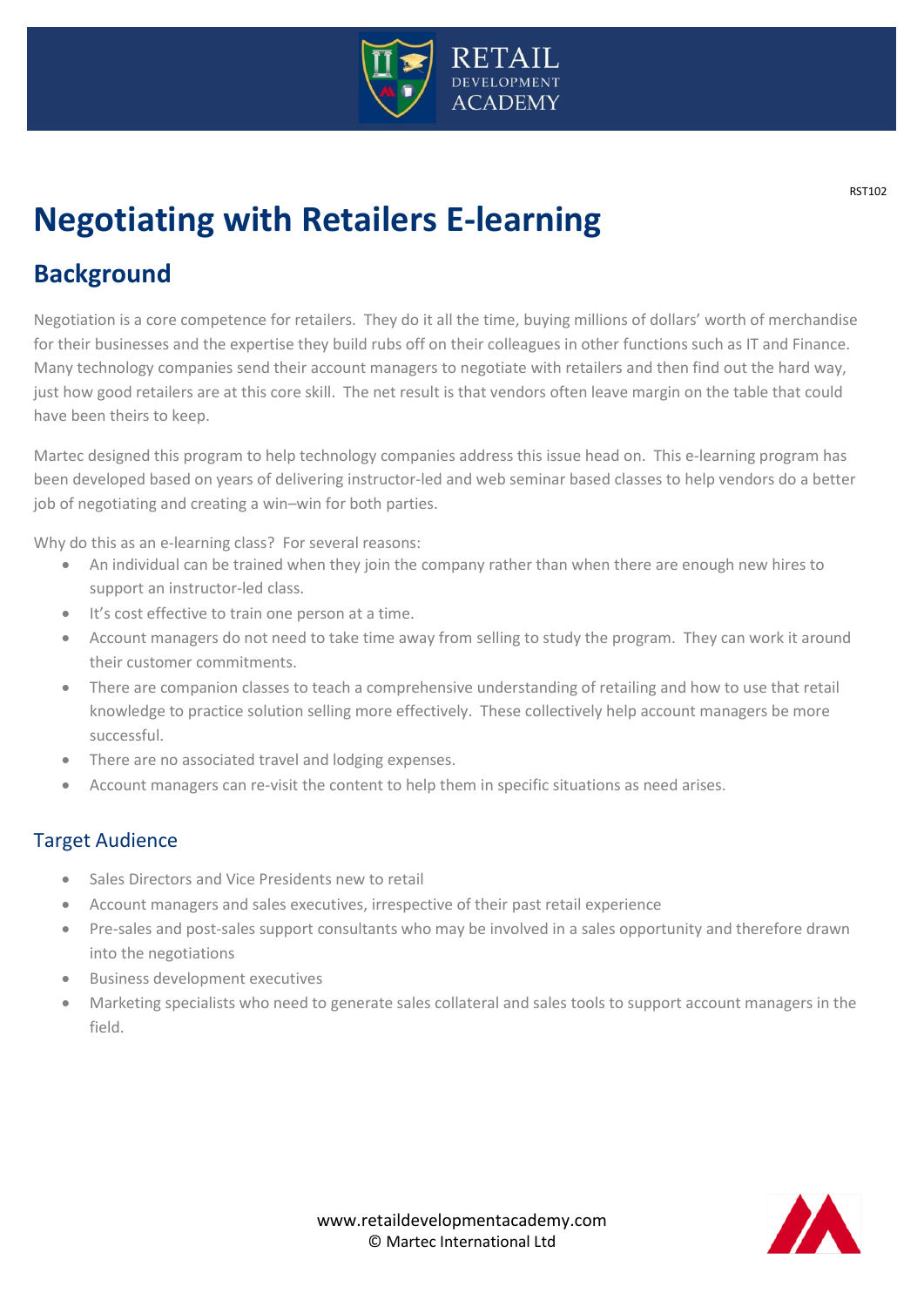RST102

# Negotiating with Retailers E-learning

## Background

Negotiation is a core competence for retailers. They do it all the time, buying millions of dollars' worth of merchandise for their businesses and the expertise they build rubs off on their colleagues in other functions such as IT and Finance. Many technology companies send their account managers to negotiate with retailers and then find out the hard way, just how good retailers are at this core skill. The net result is that vendors often leave margin on the table that could have been theirs to keep.

Martec designed this program to help technology companies address this issue head on. This e-learning program has been developed based on years of delivering instructor-led and web seminar based classes to help vendors do a better job of negotiating and creating a win–win for both parties.

Why do this as an e-learning class? For several reasons:

- An individual can be trained when they join the company rather than when there are enough new hires to support an instructor-led class.
- It's cost effective to train one person at a time.
- Account managers do not need to take time away from selling to study the program. They can work it around their customer commitments.
- There are companion classes to teach a comprehensive understanding of retailing and how to use that retail knowledge to practice solution selling more effectively. These collectively help account managers be more successful.
- There are no associated travel and lodging expenses.
- Account managers can re-visit the content to help them in specific situations as need arises.

### Target Audience

- Sales Directors and Vice Presidents new to retail
- Account managers and sales executives, irrespective of their past retail experience
- Pre-sales and post-sales support consultants who may be involved in a sales opportunity and therefore drawn into the negotiations
- Business development executives
- Marketing specialists who need to generate sales collateral and sales tools to support account managers in the field.

www.retaildevelopmentacademy.com
© Martec International Ltd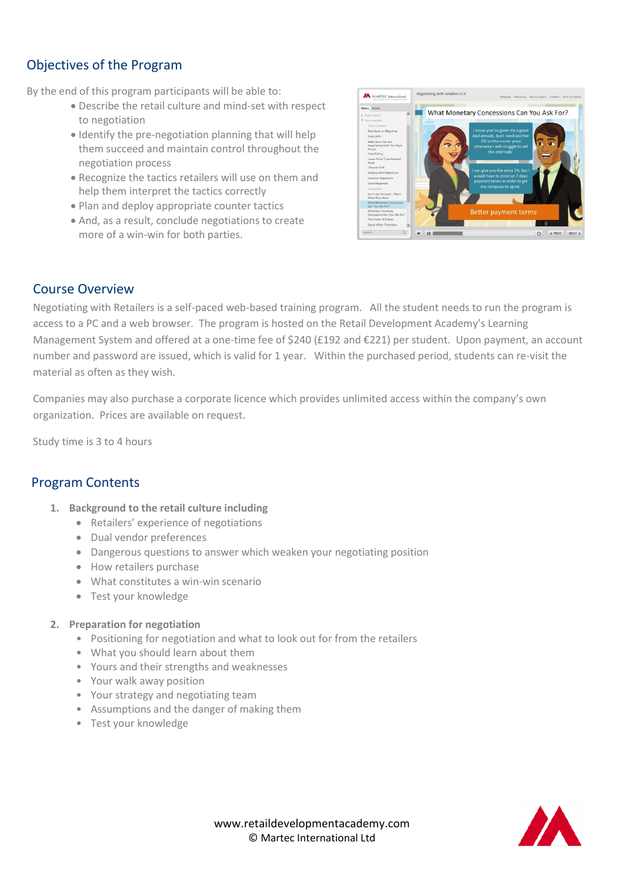## Objectives of the Program

By the end of this program participants will be able to:

- Describe the retail culture and mind-set with respect to negotiation
- Identify the pre-negotiation planning that will help them succeed and maintain control throughout the negotiation process
- Recognize the tactics retailers will use on them and help them interpret the tactics correctly
- Plan and deploy appropriate counter tactics
- And, as a result, conclude negotiations to create more of a win-win for both parties.

## Course Overview

Negotiating with Retailers is a self-paced web-based training program. All the student needs to run the program is access to a PC and a web browser. The program is hosted on the Retail Development Academy's Learning Management System and offered at a one-time fee of $240 (£192 and €221) per student. Upon payment, an account number and password are issued, which is valid for 1 year. Within the purchased period, students can re-visit the material as often as they wish.

Companies may also purchase a corporate licence which provides unlimited access within the company's own organization. Prices are available on request.

Study time is 3 to 4 hours

## Program Contents

1. **Background to the retail culture including**
   - Retailers' experience of negotiations
   - Dual vendor preferences
   - Dangerous questions to answer which weaken your negotiating position
   - How retailers purchase
   - What constitutes a win-win scenario
   - Test your knowledge

2. **Preparation for negotiation**
   - Positioning for negotiation and what to look out for from the retailers
   - What you should learn about them
   - Yours and their strengths and weaknesses
   - Your walk away position
   - Your strategy and negotiating team
   - Assumptions and the danger of making them
   - Test your knowledge

www.retaildevelopmentacademy.com
© Martec International Ltd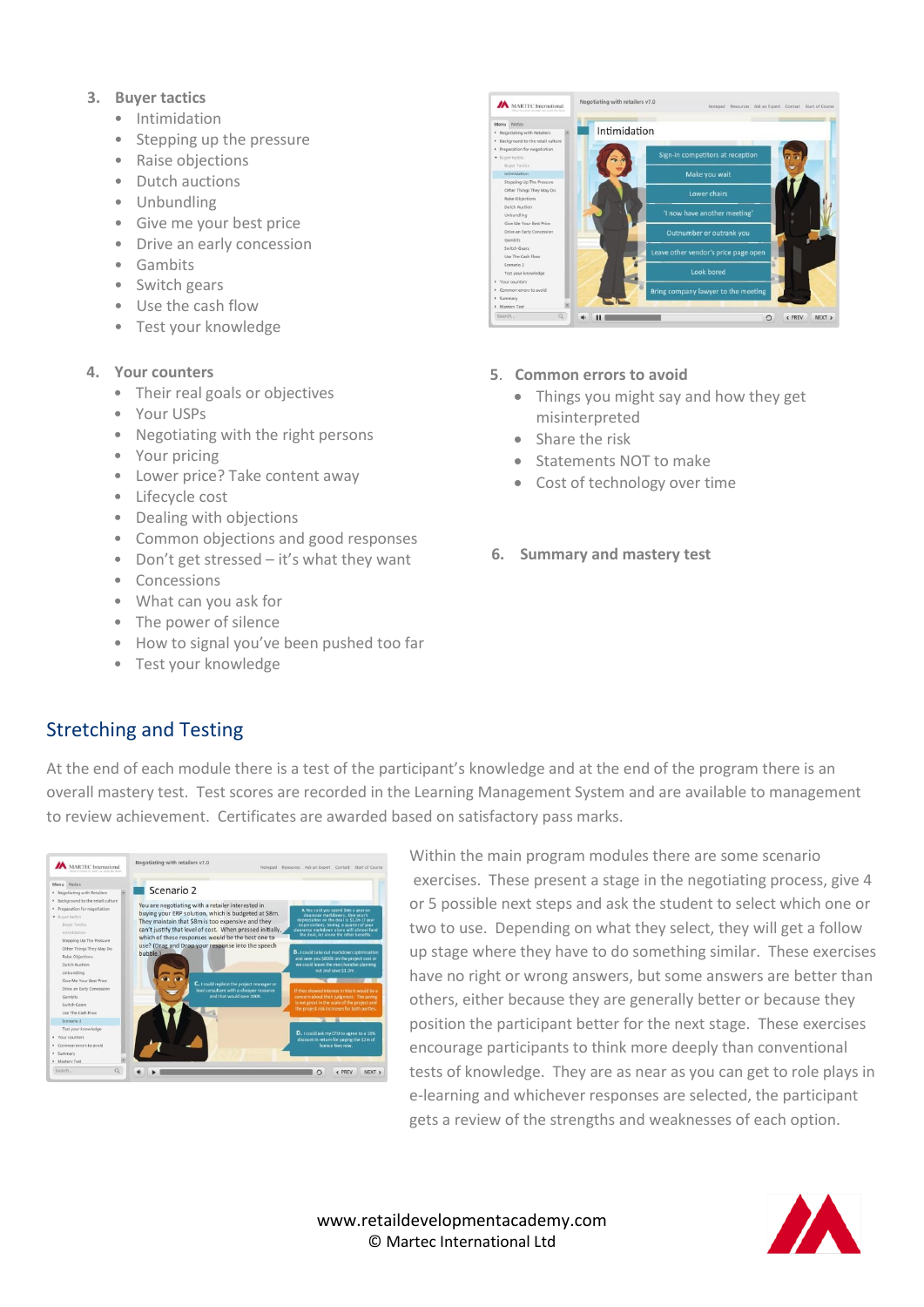3. **Buyer tactics**
    - Intimidation
    - Stepping up the pressure
    - Raise objections
    - Dutch auctions
    - Unbundling
    - Give me your best price
    - Drive an early concession
    - Gambits
    - Switch gears
    - Use the cash flow
    - Test your knowledge

4. **Your counters**
    - Their real goals or objectives
    - Your USPs
    - Negotiating with the right persons
    - Your pricing
    - Lower price? Take content away
    - Lifecycle cost
    - Dealing with objections
    - Common objections and good responses
    - Don't get stressed – it's what they want
    - Concessions
    - What can you ask for
    - The power of silence
    - How to signal you've been pushed too far
    - Test your knowledge

5. **Common errors to avoid**
    - Things you might say and how they get misinterpreted
    - Share the risk
    - Statements NOT to make
    - Cost of technology over time

6. **Summary and mastery test**

## Stretching and Testing

At the end of each module there is a test of the participant's knowledge and at the end of the program there is an overall mastery test. Test scores are recorded in the Learning Management System and are available to management to review achievement. Certificates are awarded based on satisfactory pass marks.

Within the main program modules there are some scenario exercises. These present a stage in the negotiating process, give 4 or 5 possible next steps and ask the student to select which one or two to use. Depending on what they select, they will get a follow up stage where they have to do something similar. These exercises have no right or wrong answers, but some answers are better than others, either because they are generally better or because they position the participant better for the next stage. These exercises encourage participants to think more deeply than conventional tests of knowledge. They are as near as you can get to role plays in e-learning and whichever responses are selected, the participant gets a review of the strengths and weaknesses of each option.

www.retaildevelopmentacademy.com
© Martec International Ltd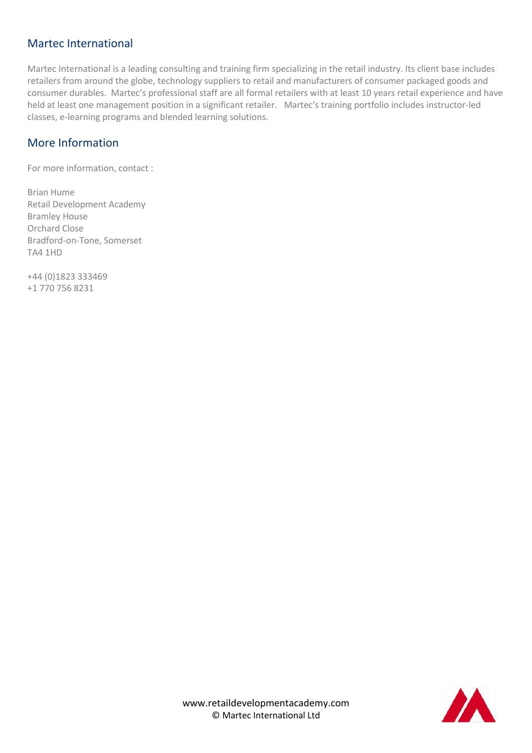## Martec International

Martec International is a leading consulting and training firm specializing in the retail industry. Its client base includes retailers from around the globe, technology suppliers to retail and manufacturers of consumer packaged goods and consumer durables. Martec's professional staff are all formal retailers with at least 10 years retail experience and have held at least one management position in a significant retailer. Martec's training portfolio includes instructor-led classes, e-learning programs and blended learning solutions.

## More Information

For more information, contact :

Brian Hume
Retail Development Academy
Bramley House
Orchard Close
Bradford-on-Tone, Somerset
TA4 1HD

+44 (0)1823 333469
+1 770 756 8231

www.retaildevelopmentacademy.com
© Martec International Ltd